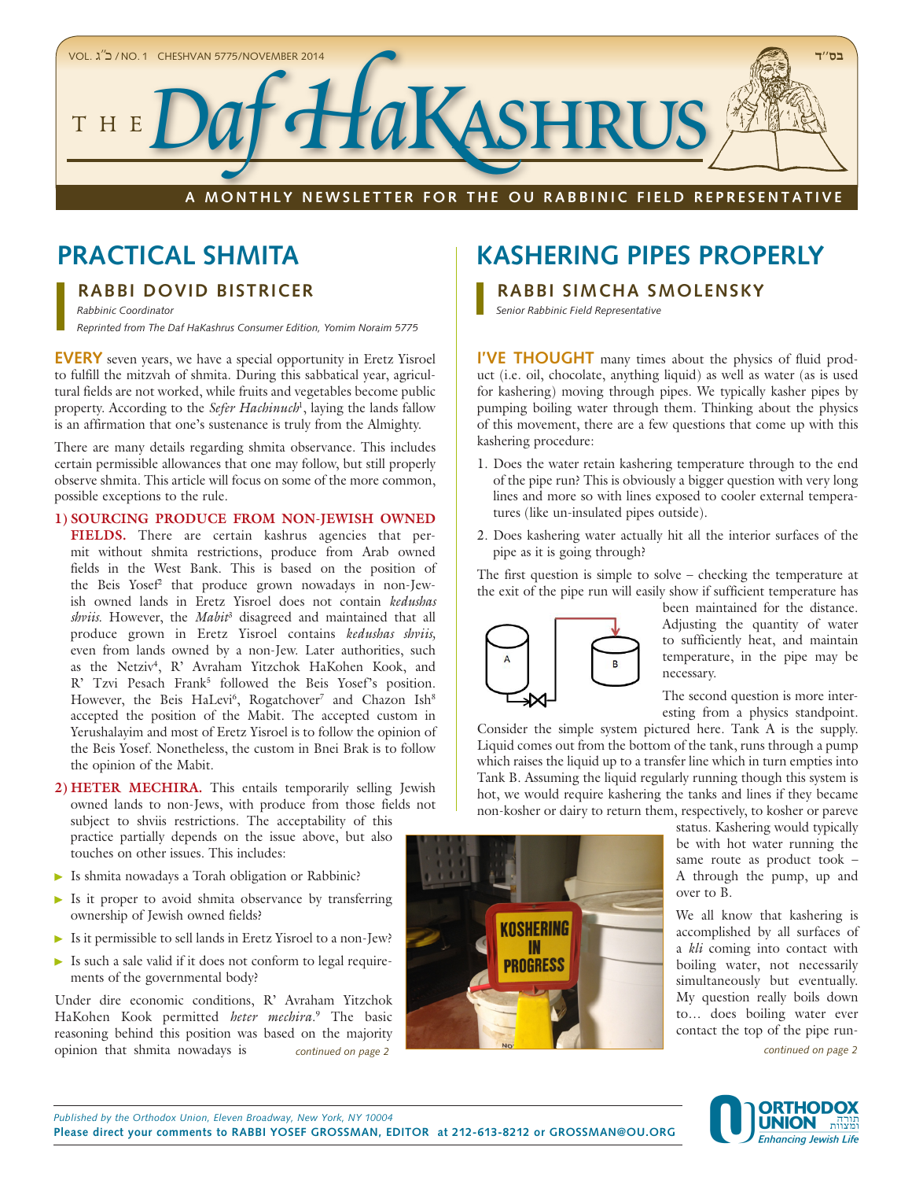# THE Daf HaKashrus

A MONTHLY NEWSLETTER FOR THE OU RABBINIC FIELD REPRESENTATIVE

## PRACTICAL SHMITA

### RABBI DOVID BISTRICER

*Rabbinic Coordinator*

*Reprinted from The Daf HaKashrus Consumer Edition, Yomim Noraim 5775*

**EVERY** seven years, we have a special opportunity in Eretz Yisroel to fulfill the mitzvah of shmita. During this sabbatical year, agricultural fields are not worked, while fruits and vegetables become public property. According to the *Sefer Hachinuch*[1], laying the lands fallow is an affirmation that one's sustenance is truly from the Almighty.

There are many details regarding shmita observance. This includes certain permissible allowances that one may follow, but still properly observe shmita. This article will focus on some of the more common, possible exceptions to the rule.

1) **SOURCING PRODUCE FROM NON-JEWISH OWNED FIELDS.** There are certain kashrus agencies that permit without shmita restrictions, produce from Arab owned fields in the West Bank. This is based on the position of the Beis Yosef[2] that produce grown nowadays in non-Jewish owned lands in Eretz Yisroel does not contain *kedushas shviis*. However, the *Mabit*[3] disagreed and maintained that all produce grown in Eretz Yisroel contains *kedushas shviis,* even from lands owned by a non-Jew. Later authorities, such as the Netziv[4], R' Avraham Yitzchok HaKohen Kook, and R' Tzvi Pesach Frank[5] followed the Beis Yosef's position. However, the Beis HaLevi[6], Rogatchover[7] and Chazon Ish[8] accepted the position of the Mabit. The accepted custom in Yerushalayim and most of Eretz Yisroel is to follow the opinion of the Beis Yosef. Nonetheless, the custom in Bnei Brak is to follow the opinion of the Mabit.

2) **HETER MECHIRA.** This entails temporarily selling Jewish owned lands to non-Jews, with produce from those fields not subject to shviis restrictions. The acceptability of this practice partially depends on the issue above, but also touches on other issues. This includes:

- Is shmita nowadays a Torah obligation or Rabbinic?
- Is it proper to avoid shmita observance by transferring ownership of Jewish owned fields?
- Is it permissible to sell lands in Eretz Yisroel to a non-Jew?
- Is such a sale valid if it does not conform to legal requirements of the governmental body?

Under dire economic conditions, R' Avraham Yitzchok HaKohen Kook permitted *heter mechira*.[9] The basic reasoning behind this position was based on the majority opinion that shmita nowadays is *continued on page 2*

## KASHERING PIPES PROPERLY

### RABBI SIMCHA SMOLENSKY

*Senior Rabbinic Field Representative*

**I'VE THOUGHT** many times about the physics of fluid product (i.e. oil, chocolate, anything liquid) as well as water (as is used for kashering) moving through pipes. We typically kasher pipes by pumping boiling water through them. Thinking about the physics of this movement, there are a few questions that come up with this kashering procedure:

1. Does the water retain kashering temperature through to the end of the pipe run? This is obviously a bigger question with very long lines and more so with lines exposed to cooler external temperatures (like un-insulated pipes outside).
2. Does kashering water actually hit all the interior surfaces of the pipe as it is going through?

The first question is simple to solve – checking the temperature at the exit of the pipe run will easily show if sufficient temperature has been maintained for the distance. Adjusting the quantity of water to sufficiently heat, and maintain temperature, in the pipe may be necessary.

The second question is more interesting from a physics standpoint. Consider the simple system pictured here. Tank A is the supply. Liquid comes out from the bottom of the tank, runs through a pump which raises the liquid up to a transfer line which in turn empties into Tank B. Assuming the liquid regularly running though this system is hot, we would require kashering the tanks and lines if they became non-kosher or dairy to return them, respectively, to kosher or pareve status. Kashering would typically be with hot water running the same route as product took – A through the pump, up and over to B.

We all know that kashering is accomplished by all surfaces of a *kli* coming into contact with boiling water, not necessarily simultaneously but eventually. My question really boils down to… does boiling water ever contact the top of the pipe run- *continued on page 2*

*Published by the Orthodox Union, Eleven Broadway, New York, NY 10004*

**Please direct your comments to RABBI YOSEF GROSSMAN, EDITOR at 212-613-8212 or GROSSMAN@OU.ORG**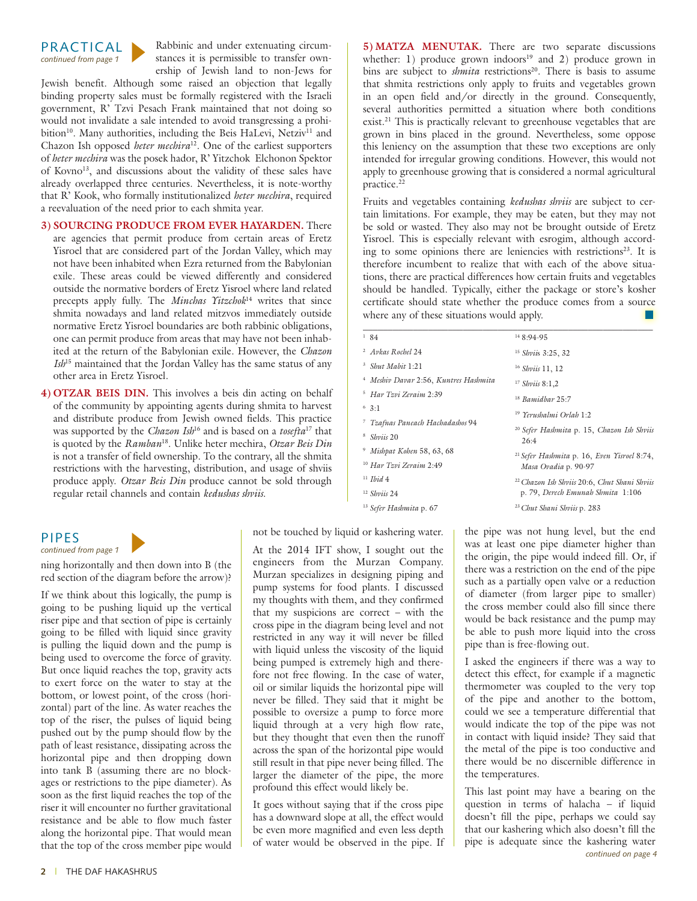## PRACTICAL

*continued from page 1*

Rabbinic and under extenuating circumstances it is permissible to transfer ownership of Jewish land to non-Jews for Jewish benefit. Although some raised an objection that legally binding property sales must be formally registered with the Israeli government, R' Tzvi Pesach Frank maintained that not doing so would not invalidate a sale intended to avoid transgressing a prohibition[10]. Many authorities, including the Beis HaLevi, Netziv[11] and Chazon Ish opposed *heter mechira*[12]. One of the earliest supporters of *heter mechira* was the posek hador, R' Yitzchok Elchonon Spektor of Kovno[13], and discussions about the validity of these sales have already overlapped three centuries. Nevertheless, it is note-worthy that R' Kook, who formally institutionalized *heter mechira*, required a reevaluation of the need prior to each shmita year.

**3) SOURCING PRODUCE FROM EVER HAYARDEN.** There are agencies that permit produce from certain areas of Eretz Yisroel that are considered part of the Jordan Valley, which may not have been inhabited when Ezra returned from the Babylonian exile. These areas could be viewed differently and considered outside the normative borders of Eretz Yisroel where land related precepts apply fully. The *Minchas Yitzchok*[14] writes that since shmita nowadays and land related mitzvos immediately outside normative Eretz Yisroel boundaries are both rabbinic obligations, one can permit produce from areas that may have not been inhabited at the return of the Babylonian exile. However, the *Chazon Ish*[15] maintained that the Jordan Valley has the same status of any other area in Eretz Yisroel.

**4) OTZAR BEIS DIN.** This involves a beis din acting on behalf of the community by appointing agents during shmita to harvest and distribute produce from Jewish owned fields. This practice was supported by the *Chazon Ish*[16] and is based on a *tosefta*[17] that is quoted by the *Ramban*[18]. Unlike heter mechira, *Otzar Beis Din* is not a transfer of field ownership. To the contrary, all the shmita restrictions with the harvesting, distribution, and usage of shviis produce apply. *Otzar Beis Din* produce cannot be sold through regular retail channels and contain *kedushas shviis.*

**5) MATZA MENUTAK.** There are two separate discussions whether: 1) produce grown indoors[19] and 2) produce grown in bins are subject to *shmita* restrictions[20]. There is basis to assume that shmita restrictions only apply to fruits and vegetables grown in an open field and/or directly in the ground. Consequently, several authorities permitted a situation where both conditions exist.[21] This is practically relevant to greenhouse vegetables that are grown in bins placed in the ground. Nevertheless, some oppose this leniency on the assumption that these two exceptions are only intended for irregular growing conditions. However, this would not apply to greenhouse growing that is considered a normal agricultural practice.[22]

Fruits and vegetables containing *kedushas shviis* are subject to certain limitations. For example, they may be eaten, but they may not be sold or wasted. They also may not be brought outside of Eretz Yisroel. This is especially relevant with esrogim, although according to some opinions there are leniencies with restrictions[23]. It is therefore incumbent to realize that with each of the above situations, there are practical differences how certain fruits and vegetables should be handled. Typically, either the package or store's kosher certificate should state whether the produce comes from a source where any of these situations would apply.

---

1. 84
2. *Avkas Rochel* 24
3. *Shut Mabit* 1:21
4. *Meshiv Davar* 2:56, *Kuntres Hashmita*
5. *Har Tzvi Zeraim* 2:39
6. 3:1
7. *Tzafnas Paneach Hachadashos* 94
8. *Shviis* 20
9. *Mishpat Kohen* 58, 63, 68
10. *Har Tzvi Zeraim* 2:49
11. *Ibid* 4
12. *Shviis* 24
13. *Sefer Hashmita* p. 67
14. 8:94-95
15. *Shviis* 3:25, 32
16. *Shviis* 11, 12
17. *Shviis* 8:1,2
18. *Bamidbar* 25:7
19. *Yerushalmi Orlah* 1:2
20. *Sefer Hashmita* p. 15, *Chazon Ish Shviis* 26:4
21. *Sefer Hashmita* p. 16, *Even Yisroel* 8:74, *Masa Ovadia* p. 90-97
22. *Chazon Ish Shviis* 20:6, *Chut Shani Shviis* p. 79, *Derech Emunah Shmita* 1:106
23. *Chut Shani Shviis* p. 283

## PIPES

*continued from page 1*

ning horizontally and then down into B (the red section of the diagram before the arrow)?

If we think about this logically, the pump is going to be pushing liquid up the vertical riser pipe and that section of pipe is certainly going to be filled with liquid since gravity is pulling the liquid down and the pump is being used to overcome the force of gravity. But once liquid reaches the top, gravity acts to exert force on the water to stay at the bottom, or lowest point, of the cross (horizontal) part of the line. As water reaches the top of the riser, the pulses of liquid being pushed out by the pump should flow by the path of least resistance, dissipating across the horizontal pipe and then dropping down into tank B (assuming there are no blockages or restrictions to the pipe diameter). As soon as the first liquid reaches the top of the riser it will encounter no further gravitational resistance and be able to flow much faster along the horizontal pipe. That would mean that the top of the cross member pipe would not be touched by liquid or kashering water.

At the 2014 IFT show, I sought out the engineers from the Murzan Company. Murzan specializes in designing piping and pump systems for food plants. I discussed my thoughts with them, and they confirmed that my suspicions are correct – with the cross pipe in the diagram being level and not restricted in any way it will never be filled with liquid unless the viscosity of the liquid being pumped is extremely high and therefore not free flowing. In the case of water, oil or similar liquids the horizontal pipe will never be filled. They said that it might be possible to oversize a pump to force more liquid through at a very high flow rate, but they thought that even then the runoff across the span of the horizontal pipe would still result in that pipe never being filled. The larger the diameter of the pipe, the more profound this effect would likely be.

It goes without saying that if the cross pipe has a downward slope at all, the effect would be even more magnified and even less depth of water would be observed in the pipe. If the pipe was not hung level, but the end was at least one pipe diameter higher than the origin, the pipe would indeed fill. Or, if there was a restriction on the end of the pipe such as a partially open valve or a reduction of diameter (from larger pipe to smaller) the cross member could also fill since there would be back resistance and the pump may be able to push more liquid into the cross pipe than is free-flowing out.

I asked the engineers if there was a way to detect this effect, for example if a magnetic thermometer was coupled to the very top of the pipe and another to the bottom, could we see a temperature differential that would indicate the top of the pipe was not in contact with liquid inside? They said that the metal of the pipe is too conductive and there would be no discernible difference in the temperatures.

This last point may have a bearing on the question in terms of halacha – if liquid doesn't fill the pipe, perhaps we could say that our kashering which also doesn't fill the pipe is adequate since the kashering water

*continued on page 4*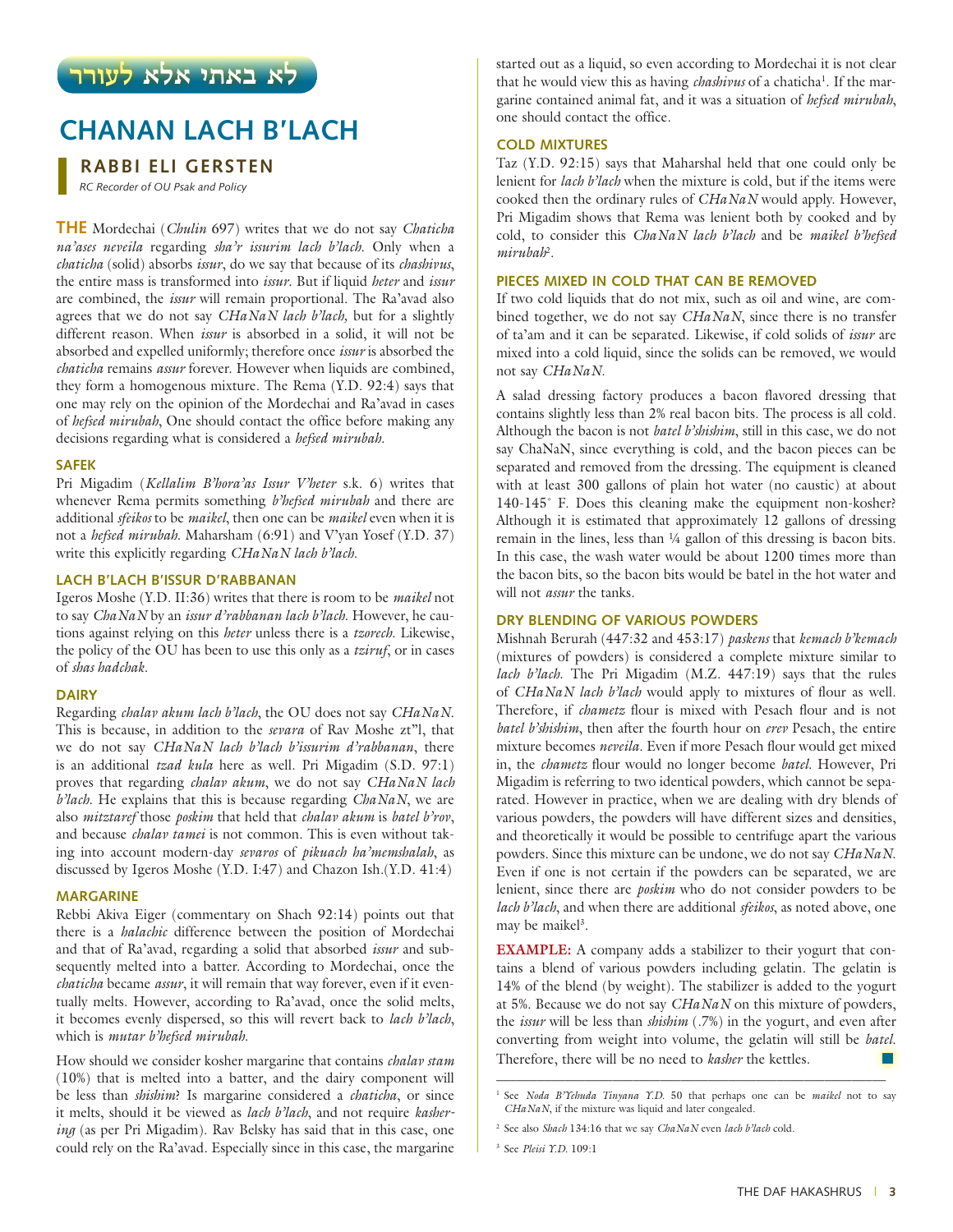לא באתי אלא לעורר

# CHANAN LACH B'LACH

**RABBI ELI GERSTEN**
*RC Recorder of OU Psak and Policy*

**THE** Mordechai (*Chulin* 697) writes that we do not say *Chaticha na'ases neveila* regarding *sha'r issurim lach b'lach*. Only when a *chaticha* (solid) absorbs *issur*, do we say that because of its *chashivus*, the entire mass is transformed into *issur*. But if liquid *heter* and *issur* are combined, the *issur* will remain proportional. The Ra'avad also agrees that we do not say *CHaNaN lach b'lach*, but for a slightly different reason. When *issur* is absorbed in a solid, it will not be absorbed and expelled uniformly; therefore once *issur* is absorbed the *chaticha* remains *assur* forever. However when liquids are combined, they form a homogenous mixture. The Rema (Y.D. 92:4) says that one may rely on the opinion of the Mordechai and Ra'avad in cases of *hefsed mirubah*, One should contact the office before making any decisions regarding what is considered a *hefsed mirubah*.

### SAFEK

Pri Migadim (*Kellalim B'hora'as Issur V'heter* s.k. 6) writes that whenever Rema permits something *b'hefsed mirubah* and there are additional *sfeikos* to be *maikel*, then one can be *maikel* even when it is not a *hefsed mirubah*. Maharsham (6:91) and V'yan Yosef (Y.D. 37) write this explicitly regarding *CHaNaN lach b'lach*.

### LACH B'LACH B'ISSUR D'RABBANAN

Igeros Moshe (Y.D. II:36) writes that there is room to be *maikel* not to say *ChaNaN* by an *issur d'rabbanan lach b'lach*. However, he cautions against relying on this *heter* unless there is a *tzorech*. Likewise, the policy of the OU has been to use this only as a *tziruf*, or in cases of *shas hadchak*.

### DAIRY

Regarding *chalav akum lach b'lach*, the OU does not say *CHaNaN*. This is because, in addition to the *sevara* of Rav Moshe zt"l, that we do not say *CHaNaN lach b'lach b'issurim d'rabbanan*, there is an additional *tzad kula* here as well. Pri Migadim (S.D. 97:1) proves that regarding *chalav akum*, we do not say *CHaNaN lach b'lach*. He explains that this is because regarding *ChaNaN*, we are also *mitztaref* those *poskim* that held that *chalav akum* is *batel b'rov*, and because *chalav tamei* is not common. This is even without taking into account modern-day *sevaros* of *pikuach ha'memshalah*, as discussed by Igeros Moshe (Y.D. I:47) and Chazon Ish.(Y.D. 41:4)

### MARGARINE

Rebbi Akiva Eiger (commentary on Shach 92:14) points out that there is a *halachic* difference between the position of Mordechai and that of Ra'avad, regarding a solid that absorbed *issur* and subsequently melted into a batter. According to Mordechai, once the *chaticha* became *assur*, it will remain that way forever, even if it eventually melts. However, according to Ra'avad, once the solid melts, it becomes evenly dispersed, so this will revert back to *lach b'lach*, which is *mutar b'hefsed mirubah*.

How should we consider kosher margarine that contains *chalav stam* (10%) that is melted into a batter, and the dairy component will be less than *shishim*? Is margarine considered a *chaticha*, or since it melts, should it be viewed as *lach b'lach*, and not require *kashering* (as per Pri Migadim). Rav Belsky has said that in this case, one could rely on the Ra'avad. Especially since in this case, the margarine started out as a liquid, so even according to Mordechai it is not clear that he would view this as having *chashivus* of a chaticha[1]. If the margarine contained animal fat, and it was a situation of *hefsed mirubah*, one should contact the office.

### COLD MIXTURES

Taz (Y.D. 92:15) says that Maharshal held that one could only be lenient for *lach b'lach* when the mixture is cold, but if the items were cooked then the ordinary rules of *CHaNaN* would apply. However, Pri Migadim shows that Rema was lenient both by cooked and by cold, to consider this *ChaNaN lach b'lach* and be *maikel b'hefsed mirubah*[2].

### PIECES MIXED IN COLD THAT CAN BE REMOVED

If two cold liquids that do not mix, such as oil and wine, are combined together, we do not say *CHaNaN*, since there is no transfer of ta'am and it can be separated. Likewise, if cold solids of *issur* are mixed into a cold liquid, since the solids can be removed, we would not say *CHaNaN*.

A salad dressing factory produces a bacon flavored dressing that contains slightly less than 2% real bacon bits. The process is all cold. Although the bacon is not *batel b'shishim*, still in this case, we do not say ChaNaN, since everything is cold, and the bacon pieces can be separated and removed from the dressing. The equipment is cleaned with at least 300 gallons of plain hot water (no caustic) at about 140-145° F. Does this cleaning make the equipment non-kosher? Although it is estimated that approximately 12 gallons of dressing remain in the lines, less than ¼ gallon of this dressing is bacon bits. In this case, the wash water would be about 1200 times more than the bacon bits, so the bacon bits would be batel in the hot water and will not *assur* the tanks.

### DRY BLENDING OF VARIOUS POWDERS

Mishnah Berurah (447:32 and 453:17) *paskens* that *kemach b'kemach* (mixtures of powders) is considered a complete mixture similar to *lach b'lach*. The Pri Migadim (M.Z. 447:19) says that the rules of *CHaNaN lach b'lach* would apply to mixtures of flour as well. Therefore, if *chametz* flour is mixed with Pesach flour and is not *batel b'shishim*, then after the fourth hour on *erev* Pesach, the entire mixture becomes *neveila*. Even if more Pesach flour would get mixed in, the *chametz* flour would no longer become *batel*. However, Pri Migadim is referring to two identical powders, which cannot be separated. However in practice, when we are dealing with dry blends of various powders, the powders will have different sizes and densities, and theoretically it would be possible to centrifuge apart the various powders. Since this mixture can be undone, we do not say *CHaNaN*. Even if one is not certain if the powders can be separated, we are lenient, since there are *poskim* who do not consider powders to be *lach b'lach*, and when there are additional *sfeikos*, as noted above, one may be maikel[3].

**EXAMPLE:** A company adds a stabilizer to their yogurt that contains a blend of various powders including gelatin. The gelatin is 14% of the blend (by weight). The stabilizer is added to the yogurt at 5%. Because we do not say *CHaNaN* on this mixture of powders, the *issur* will be less than *shishim* (.7%) in the yogurt, and even after converting from weight into volume, the gelatin will still be *batel*. Therefore, there will be no need to *kasher* the kettles.

---

[1] See *Noda B'Yehuda Tinyana Y.D.* 50 that perhaps one can be *maikel* not to say *CHaNaN*, if the mixture was liquid and later congealed.

[2] See also *Shach* 134:16 that we say *ChaNaN* even *lach b'lach* cold.

[3] See *Pleisi Y.D.* 109:1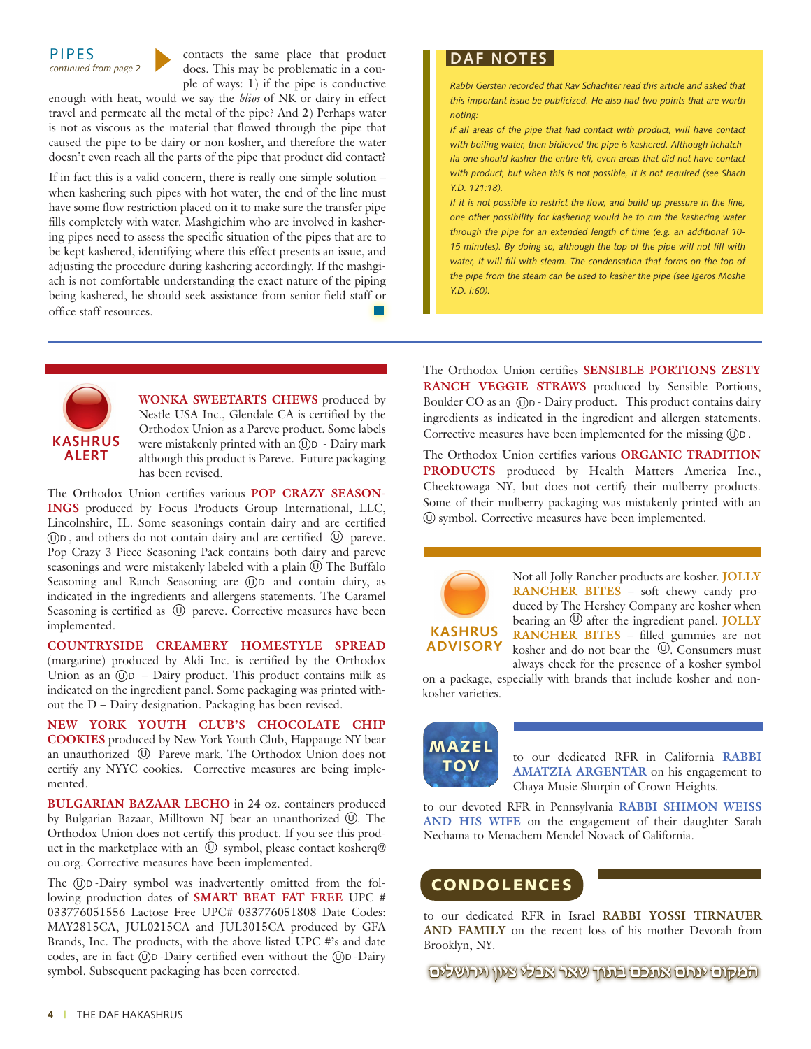## PIPES

*continued from page 2*

contacts the same place that product does. This may be problematic in a couple of ways: 1) if the pipe is conductive enough with heat, would we say the *blios* of NK or dairy in effect travel and permeate all the metal of the pipe? And 2) Perhaps water is not as viscous as the material that flowed through the pipe that caused the pipe to be dairy or non-kosher, and therefore the water doesn't even reach all the parts of the pipe that product did contact?

If in fact this is a valid concern, there is really one simple solution – when kashering such pipes with hot water, the end of the line must have some flow restriction placed on it to make sure the transfer pipe fills completely with water. Mashgichim who are involved in kashering pipes need to assess the specific situation of the pipes that are to be kept kashered, identifying where this effect presents an issue, and adjusting the procedure during kashering accordingly. If the mashgiach is not comfortable understanding the exact nature of the piping being kashered, he should seek assistance from senior field staff or office staff resources.

## DAF NOTES

*Rabbi Gersten recorded that Rav Schachter read this article and asked that this important issue be publicized. He also had two points that are worth noting:*

*If all areas of the pipe that had contact with product, will have contact with boiling water, then bidieved the pipe is kashered. Although lichatchila one should kasher the entire kli, even areas that did not have contact with product, but when this is not possible, it is not required (see Shach Y.D. 121:18).*

*If it is not possible to restrict the flow, and build up pressure in the line, one other possibility for kashering would be to run the kashering water through the pipe for an extended length of time (e.g. an additional 10-15 minutes). By doing so, although the top of the pipe will not fill with water, it will fill with steam. The condensation that forms on the top of the pipe from the steam can be used to kasher the pipe (see Igeros Moshe Y.D. I:60).*

## KASHRUS ALERT

**WONKA SWEETARTS CHEWS** produced by Nestle USA Inc., Glendale CA is certified by the Orthodox Union as a Pareve product. Some labels were mistakenly printed with an ⓊD - Dairy mark although this product is Pareve. Future packaging has been revised.

The Orthodox Union certifies **POP CRAZY SEASONINGS** produced by Focus Products Group International, LLC, Lincolnshire, IL. Some seasonings contain dairy and are certified ⓊD, and others do not contain dairy and are certified Ⓤ pareve. Pop Crazy 3 Piece Seasoning Pack contains both dairy and pareve seasonings and were mistakenly labeled with a plain Ⓤ The Buffalo Seasoning and Ranch Seasoning are ⓊD and contain dairy, as indicated in the ingredients and allergens statements. The Caramel Seasoning is certified as Ⓤ pareve. Corrective measures have been implemented.

**COUNTRYSIDE CREAMERY HOMESTYLE SPREAD** (margarine) produced by Aldi Inc. is certified by the Orthodox Union as an ⓊD – Dairy product. This product contains milk as indicated on the ingredient panel. Some packaging was printed without the D – Dairy designation. Packaging has been revised.

**NEW YORK YOUTH CLUB'S CHOCOLATE CHIP COOKIES** produced by New York Youth Club, Happauge NY bear an unauthorized Ⓤ Pareve mark. The Orthodox Union does not certify any NYYC cookies. Corrective measures are being implemented.

**BULGARIAN BAZAAR LECHO** in 24 oz. containers produced by Bulgarian Bazaar, Milltown NJ bear an unauthorized Ⓤ. The Orthodox Union does not certify this product. If you see this product in the marketplace with an Ⓤ symbol, please contact kosherq@ou.org. Corrective measures have been implemented.

The ⓊD-Dairy symbol was inadvertently omitted from the following production dates of **SMART BEAT FAT FREE** UPC # 033776051556 Lactose Free UPC# 033776051808 Date Codes: MAY2815CA, JUL0215CA and JUL3015CA produced by GFA Brands, Inc. The products, with the above listed UPC #'s and date codes, are in fact ⓊD-Dairy certified even without the ⓊD-Dairy symbol. Subsequent packaging has been corrected.

The Orthodox Union certifies **SENSIBLE PORTIONS ZESTY RANCH VEGGIE STRAWS** produced by Sensible Portions, Boulder CO as an ⓊD - Dairy product. This product contains dairy ingredients as indicated in the ingredient and allergen statements. Corrective measures have been implemented for the missing ⓊD.

The Orthodox Union certifies various **ORGANIC TRADITION PRODUCTS** produced by Health Matters America Inc., Cheektowaga NY, but does not certify their mulberry products. Some of their mulberry packaging was mistakenly printed with an Ⓤ symbol. Corrective measures have been implemented.

## KASHRUS ADVISORY

Not all Jolly Rancher products are kosher. **JOLLY RANCHER BITES** – soft chewy candy produced by The Hershey Company are kosher when bearing an Ⓤ after the ingredient panel. **JOLLY RANCHER BITES** – filled gummies are not kosher and do not bear the Ⓤ. Consumers must always check for the presence of a kosher symbol on a package, especially with brands that include kosher and non-kosher varieties.

## MAZEL TOV

to our dedicated RFR in California **RABBI AMATZIA ARGENTAR** on his engagement to Chaya Musie Shurpin of Crown Heights.

to our devoted RFR in Pennsylvania **RABBI SHIMON WEISS AND HIS WIFE** on the engagement of their daughter Sarah Nechama to Menachem Mendel Novack of California.

## CONDOLENCES

to our dedicated RFR in Israel **RABBI YOSSI TIRNAUER AND FAMILY** on the recent loss of his mother Devorah from Brooklyn, NY.

המקום ינחם אתכם בתוך שאר אבלי ציון וירושלים